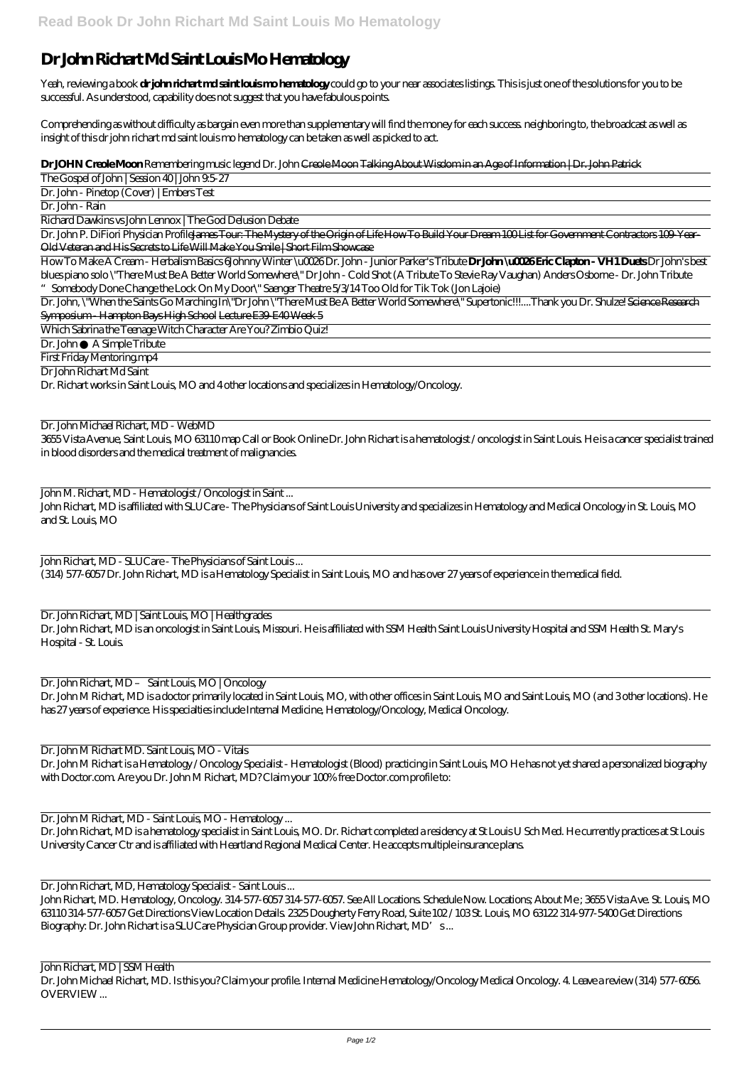# Dr John Richart Md Saint Louis Mo Hematology

Yeah, reviewing a book **dr john richart md saint louis mo hematology** could go to your near associates listings. This is just one of the solutions for you to be successful. As understood, capability does not suggest that you have fabulous points.

Comprehending as without difficulty as bargain even more than supplementary will find the money for each success. neighboring to, the broadcast as well as insight of this dr john richart md saint louis mo hematology can be taken as well as picked to act.

**Dr JOHN Creole Moon** *Remembering music legend Dr. John* ~~Creole Moon Talking About Wisdom in an Age of Information | Dr. John Patrick~~

The Gospel of John | Session 40 | John 9:5-27

Dr. John - Pinetop (Cover) | Embers Test

Dr. John - Rain

Richard Dawkins vs John Lennox | The God Delusion Debate

Dr. John P. DiFiori Physician Profile~~James Tour: The Mystery of the Origin of Life How To Build Your Dream 100 List for Government Contractors 109-Year-Old Veteran and His Secrets to Life Will Make You Smile | Short Film Showcase~~

How To Make A Cream - Herbalism Basics 6*Johnny Winter \u0026 Dr. John - Junior Parker's Tribute* **Dr John \u0026 Eric Clapton - VH1 Duets** *Dr John's best blues piano solo \"There Must Be A Better World Somewhere\" Dr John - Cold Shot (A Tribute To Stevie Ray Vaughan) Anders Osborne - Dr. John Tribute "Somebody Done Change the Lock On My Door\" Saenger Theatre 5/3/14 Too Old for Tik Tok (Jon Lajoie)*

Dr. John, \"When the Saints Go Marching In\"Dr John \"There Must Be A Better World Somewhere\" Supertonic!!!....Thank you Dr. Shulze! ~~Science Research Symposium - Hampton Bays High School Lecture E39-E40 Week 5~~

Which Sabrina the Teenage Witch Character Are You? Zimbio Quiz!

Dr. John ● A Simple Tribute

First Friday Mentoring.mp4

Dr John Richart Md Saint

Dr. Richart works in Saint Louis, MO and 4 other locations and specializes in Hematology/Oncology.

Dr. John Michael Richart, MD - WebMD

3655 Vista Avenue, Saint Louis, MO 63110 map Call or Book Online Dr. John Richart is a hematologist / oncologist in Saint Louis. He is a cancer specialist trained in blood disorders and the medical treatment of malignancies.

John M. Richart, MD - Hematologist / Oncologist in Saint ...

John Richart, MD is affiliated with SLUCare - The Physicians of Saint Louis University and specializes in Hematology and Medical Oncology in St. Louis, MO and St. Louis, MO

John Richart, MD - SLUCare - The Physicians of Saint Louis ...

(314) 577-6057 Dr. John Richart, MD is a Hematology Specialist in Saint Louis, MO and has over 27 years of experience in the medical field.

Dr. John Richart, MD | Saint Louis, MO | Healthgrades

Dr. John Richart, MD is an oncologist in Saint Louis, Missouri. He is affiliated with SSM Health Saint Louis University Hospital and SSM Health St. Mary's Hospital - St. Louis.

Dr. John Richart, MD – Saint Louis, MO | Oncology

Dr. John M Richart, MD is a doctor primarily located in Saint Louis, MO, with other offices in Saint Louis, MO and Saint Louis, MO (and 3 other locations). He has 27 years of experience. His specialties include Internal Medicine, Hematology/Oncology, Medical Oncology.

Dr. John M Richart MD. Saint Louis, MO - Vitals

Dr. John M Richart is a Hematology / Oncology Specialist - Hematologist (Blood) practicing in Saint Louis, MO He has not yet shared a personalized biography with Doctor.com. Are you Dr. John M Richart, MD? Claim your 100% free Doctor.com profile to:

Dr. John M Richart, MD - Saint Louis, MO - Hematology ...

Dr. John Richart, MD is a hematology specialist in Saint Louis, MO. Dr. Richart completed a residency at St Louis U Sch Med. He currently practices at St Louis University Cancer Ctr and is affiliated with Heartland Regional Medical Center. He accepts multiple insurance plans.

Dr. John Richart, MD, Hematology Specialist - Saint Louis ...

John Richart, MD. Hematology, Oncology. 314-577-6057 314-577-6057. See All Locations. Schedule Now. Locations; About Me ; 3655 Vista Ave. St. Louis, MO 63110 314-577-6057 Get Directions View Location Details. 2325 Dougherty Ferry Road, Suite 102 / 103 St. Louis, MO 63122 314-977-5400 Get Directions Biography: Dr. John Richart is a SLUCare Physician Group provider. View John Richart, MD's ...

John Richart, MD | SSM Health

Dr. John Michael Richart, MD. Is this you? Claim your profile. Internal Medicine Hematology/Oncology Medical Oncology. 4. Leave a review (314) 577-6056. OVERVIEW ...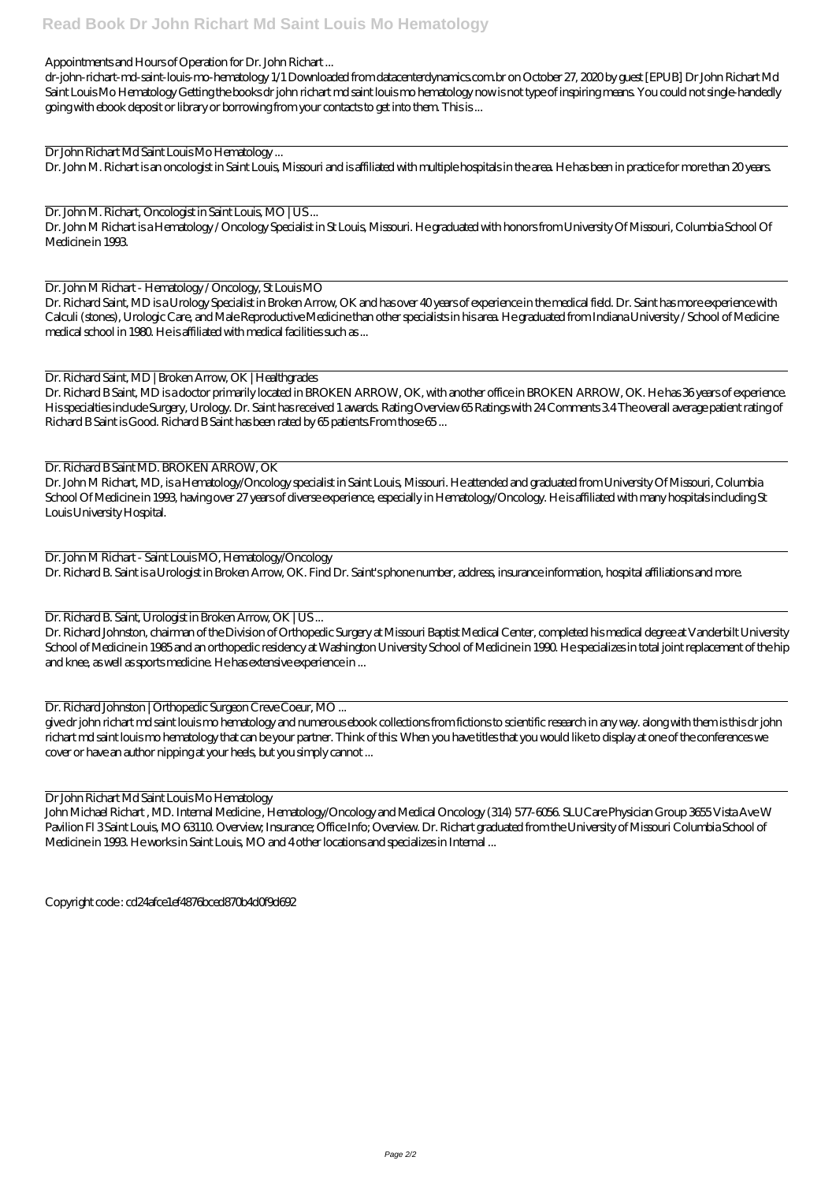Appointments and Hours of Operation for Dr. John Richart ...

dr-john-richart-md-saint-louis-mo-hematology 1/1 Downloaded from datacenterdynamics.com.br on October 27, 2020 by guest [EPUB] Dr John Richart Md Saint Louis Mo Hematology Getting the books dr john richart md saint louis mo hematology now is not type of inspiring means. You could not single-handedly going with ebook deposit or library or borrowing from your contacts to get into them. This is ...

Dr John Richart Md Saint Louis Mo Hematology ...

Dr. John M. Richart is an oncologist in Saint Louis, Missouri and is affiliated with multiple hospitals in the area. He has been in practice for more than 20 years.

Dr. John M. Richart, Oncologist in Saint Louis, MO | US ...

Dr. John M Richart is a Hematology / Oncology Specialist in St Louis, Missouri. He graduated with honors from University Of Missouri, Columbia School Of Medicine in 1993.

Dr. John M Richart - Hematology / Oncology, St Louis MO

Dr. Richard Saint, MD is a Urology Specialist in Broken Arrow, OK and has over 40 years of experience in the medical field. Dr. Saint has more experience with Calculi (stones), Urologic Care, and Male Reproductive Medicine than other specialists in his area. He graduated from Indiana University / School of Medicine medical school in 1980. He is affiliated with medical facilities such as ...

Dr. Richard Saint, MD | Broken Arrow, OK | Healthgrades

Dr. Richard B Saint, MD is a doctor primarily located in BROKEN ARROW, OK, with another office in BROKEN ARROW, OK. He has 36 years of experience. His specialties include Surgery, Urology. Dr. Saint has received 1 awards. Rating Overview 65 Ratings with 24 Comments 3.4 The overall average patient rating of Richard B Saint is Good. Richard B Saint has been rated by 65 patients.From those 65 ...

Dr. Richard B Saint MD. BROKEN ARROW, OK

Dr. John M Richart, MD, is a Hematology/Oncology specialist in Saint Louis, Missouri. He attended and graduated from University Of Missouri, Columbia School Of Medicine in 1993, having over 27 years of diverse experience, especially in Hematology/Oncology. He is affiliated with many hospitals including St Louis University Hospital.

Dr. John M Richart - Saint Louis MO, Hematology/Oncology

Dr. Richard B. Saint is a Urologist in Broken Arrow, OK. Find Dr. Saint's phone number, address, insurance information, hospital affiliations and more.

Dr. Richard B. Saint, Urologist in Broken Arrow, OK | US ...

Dr. Richard Johnston, chairman of the Division of Orthopedic Surgery at Missouri Baptist Medical Center, completed his medical degree at Vanderbilt University School of Medicine in 1985 and an orthopedic residency at Washington University School of Medicine in 1990. He specializes in total joint replacement of the hip and knee, as well as sports medicine. He has extensive experience in ...

Dr. Richard Johnston | Orthopedic Surgeon Creve Coeur, MO ...

give dr john richart md saint louis mo hematology and numerous ebook collections from fictions to scientific research in any way. along with them is this dr john richart md saint louis mo hematology that can be your partner. Think of this: When you have titles that you would like to display at one of the conferences we cover or have an author nipping at your heels, but you simply cannot ...

Dr John Richart Md Saint Louis Mo Hematology

John Michael Richart , MD. Internal Medicine , Hematology/Oncology and Medical Oncology (314) 577-6056. SLUCare Physician Group 3655 Vista Ave W Pavilion Fl 3 Saint Louis, MO 63110. Overview; Insurance; Office Info; Overview. Dr. Richart graduated from the University of Missouri Columbia School of Medicine in 1993. He works in Saint Louis, MO and 4 other locations and specializes in Internal ...

Copyright code : cd24afce1ef4876bced870b4d0f9d692